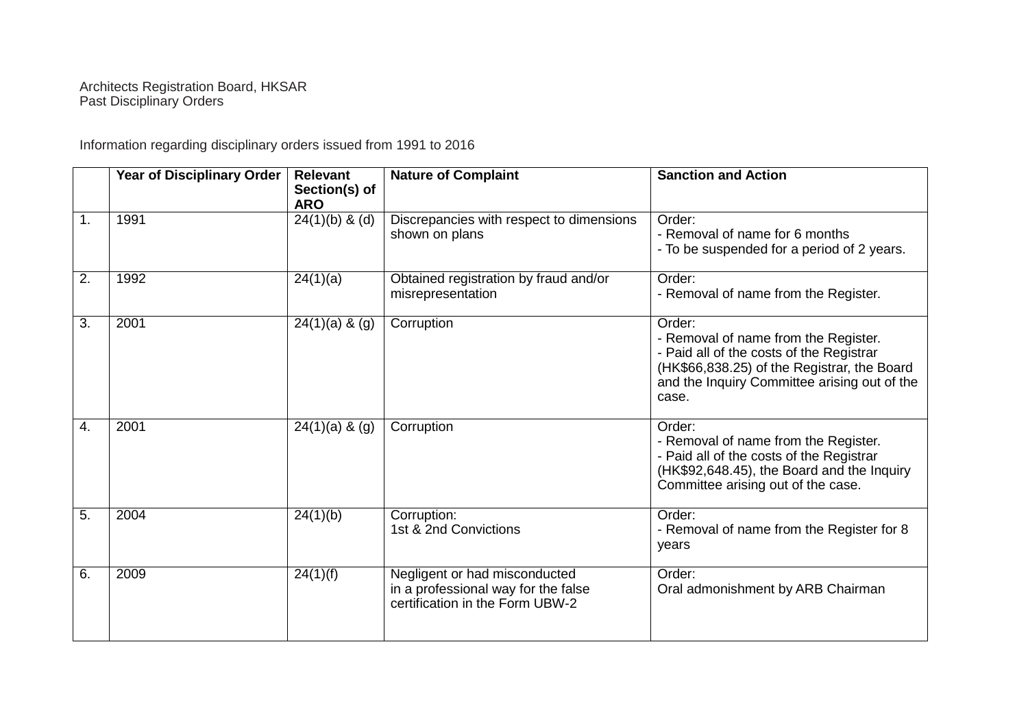Architects Registration Board, HKSAR
Past Disciplinary Orders

Information regarding disciplinary orders issued from 1991 to 2016

| | Year of Disciplinary Order | Relevant Section(s) of ARO | Nature of Complaint | Sanction and Action |
|---|---|---|---|---|
| 1. | 1991 | 24(1)(b) & (d) | Discrepancies with respect to dimensions shown on plans | Order:<br>- Removal of name for 6 months<br>- To be suspended for a period of 2 years. |
| 2. | 1992 | 24(1)(a) | Obtained registration by fraud and/or misrepresentation | Order:<br>- Removal of name from the Register. |
| 3. | 2001 | 24(1)(a) & (g) | Corruption | Order:<br>- Removal of name from the Register.<br>- Paid all of the costs of the Registrar (HK$66,838.25) of the Registrar, the Board and the Inquiry Committee arising out of the case. |
| 4. | 2001 | 24(1)(a) & (g) | Corruption | Order:<br>- Removal of name from the Register.<br>- Paid all of the costs of the Registrar (HK$92,648.45), the Board and the Inquiry Committee arising out of the case. |
| 5. | 2004 | 24(1)(b) | Corruption:<br>1st & 2nd Convictions | Order:<br>- Removal of name from the Register for 8 years |
| 6. | 2009 | 24(1)(f) | Negligent or had misconducted in a professional way for the false certification in the Form UBW-2 | Order:<br>Oral admonishment by ARB Chairman |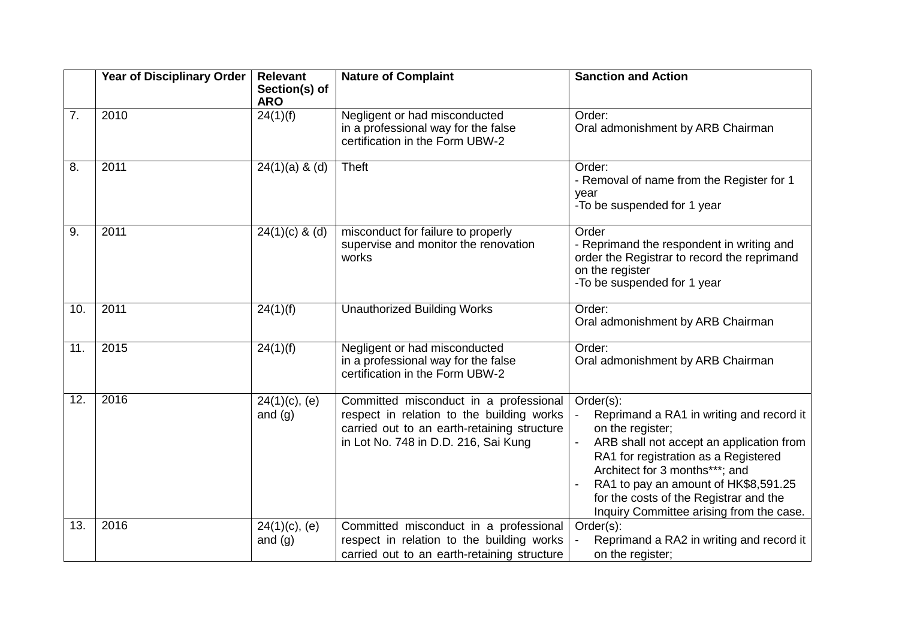| | Year of Disciplinary Order | Relevant Section(s) of ARO | Nature of Complaint | Sanction and Action |
|---|---|---|---|---|
| 7. | 2010 | 24(1)(f) | Negligent or had misconducted in a professional way for the false certification in the Form UBW-2 | Order:<br>Oral admonishment by ARB Chairman |
| 8. | 2011 | 24(1)(a) & (d) | Theft | Order:<br>- Removal of name from the Register for 1 year<br>-To be suspended for 1 year |
| 9. | 2011 | 24(1)(c) & (d) | misconduct for failure to properly supervise and monitor the renovation works | Order<br>- Reprimand the respondent in writing and order the Registrar to record the reprimand on the register<br>-To be suspended for 1 year |
| 10. | 2011 | 24(1)(f) | Unauthorized Building Works | Order:<br>Oral admonishment by ARB Chairman |
| 11. | 2015 | 24(1)(f) | Negligent or had misconducted in a professional way for the false certification in the Form UBW-2 | Order:<br>Oral admonishment by ARB Chairman |
| 12. | 2016 | 24(1)(c), (e) and (g) | Committed misconduct in a professional respect in relation to the building works carried out to an earth-retaining structure in Lot No. 748 in D.D. 216, Sai Kung | Order(s):<br>- Reprimand a RA1 in writing and record it on the register;<br>- ARB shall not accept an application from RA1 for registration as a Registered Architect for 3 months***; and<br>- RA1 to pay an amount of HK$8,591.25 for the costs of the Registrar and the Inquiry Committee arising from the case. |
| 13. | 2016 | 24(1)(c), (e) and (g) | Committed misconduct in a professional respect in relation to the building works carried out to an earth-retaining structure | Order(s):<br>- Reprimand a RA2 in writing and record it on the register; |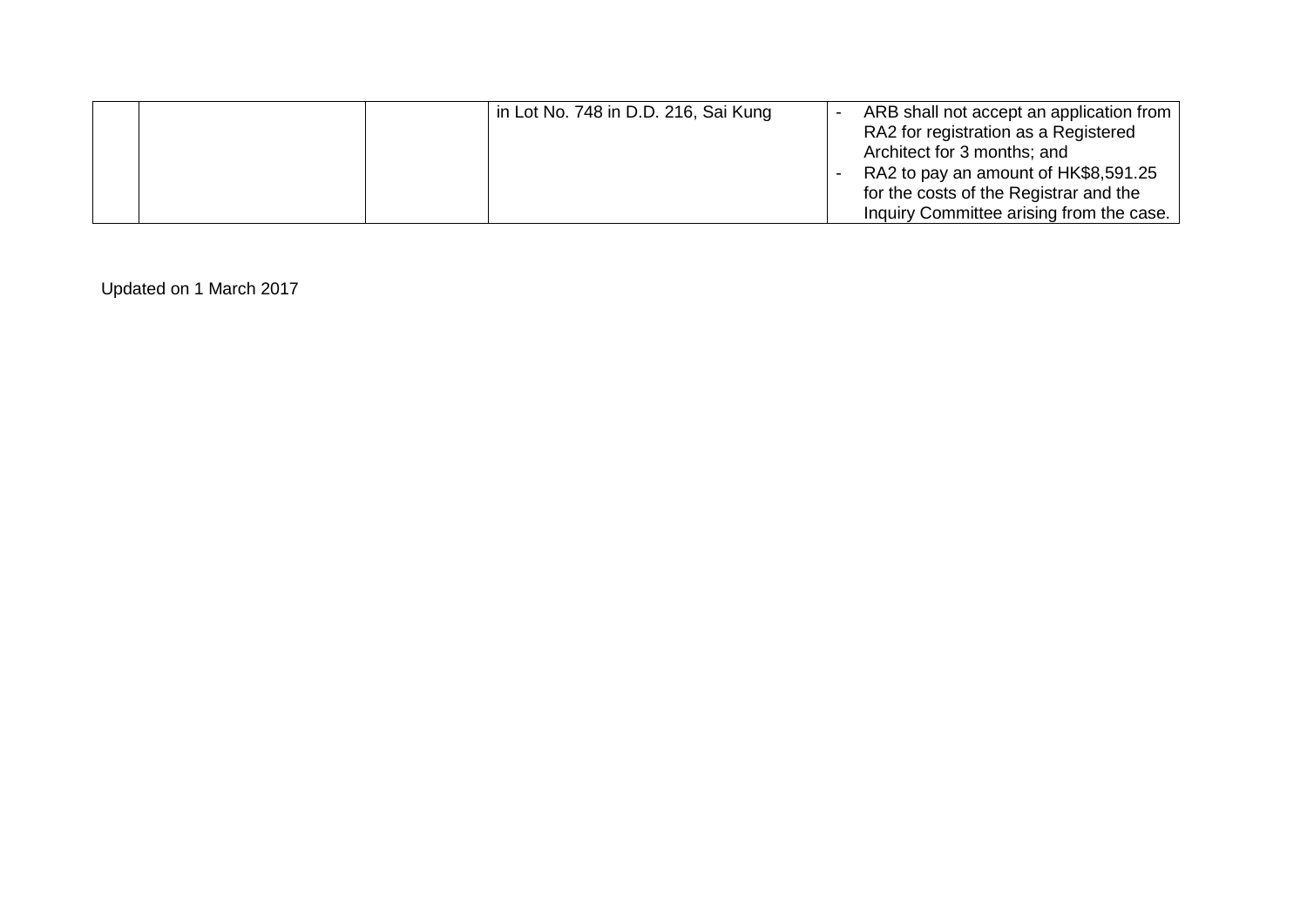| | | | | |
|---|---|---|---|---|
| | | | in Lot No. 748 in D.D. 216, Sai Kung | - ARB shall not accept an application from RA2 for registration as a Registered Architect for 3 months; and<br>- RA2 to pay an amount of HK$8,591.25 for the costs of the Registrar and the Inquiry Committee arising from the case. |

Updated on 1 March 2017